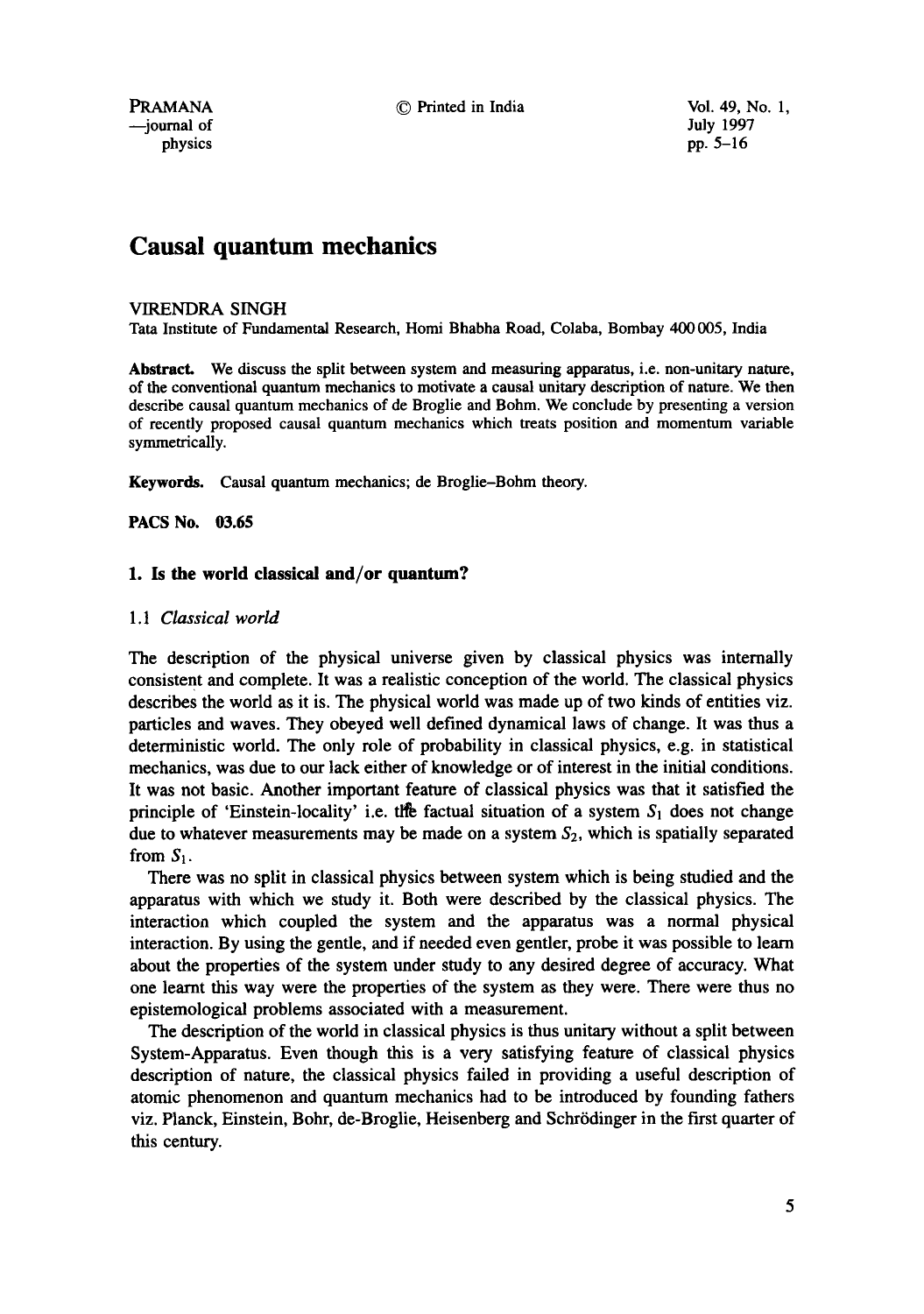# Causal quantum mechanics

VIRENDRA SINGH

Tata Institute of Fundamental Research, Homi Bhabha Road, Colaba, Bombay 400 005, India

**Abstract.** We discuss the split between system and measuring apparatus, i.e. non-unitary nature, of the conventional quantum mechanics to motivate a causal unitary description of nature. We then describe causal quantum mechanics of de Broglie and Bohm. We conclude by presenting a version of recently proposed causal quantum mechanics which treats position and momentum variable symmetrically.

**Keywords.** Causal quantum mechanics; de Broglie–Bohm theory.

**PACS No. 03.65**

## 1. Is the world classical and/or quantum?

### 1.1 *Classical world*

The description of the physical universe given by classical physics was internally consistent and complete. It was a realistic conception of the world. The classical physics describes the world as it is. The physical world was made up of two kinds of entities viz. particles and waves. They obeyed well defined dynamical laws of change. It was thus a deterministic world. The only role of probability in classical physics, e.g. in statistical mechanics, was due to our lack either of knowledge or of interest in the initial conditions. It was not basic. Another important feature of classical physics was that it satisfied the principle of 'Einstein-locality' i.e. the factual situation of a system $S_1$ does not change due to whatever measurements may be made on a system $S_2$, which is spatially separated from $S_1$.

There was no split in classical physics between system which is being studied and the apparatus with which we study it. Both were described by the classical physics. The interaction which coupled the system and the apparatus was a normal physical interaction. By using the gentle, and if needed even gentler, probe it was possible to learn about the properties of the system under study to any desired degree of accuracy. What one learnt this way were the properties of the system as they were. There were thus no epistemological problems associated with a measurement.

The description of the world in classical physics is thus unitary without a split between System-Apparatus. Even though this is a very satisfying feature of classical physics description of nature, the classical physics failed in providing a useful description of atomic phenomenon and quantum mechanics had to be introduced by founding fathers viz. Planck, Einstein, Bohr, de-Broglie, Heisenberg and Schrödinger in the first quarter of this century.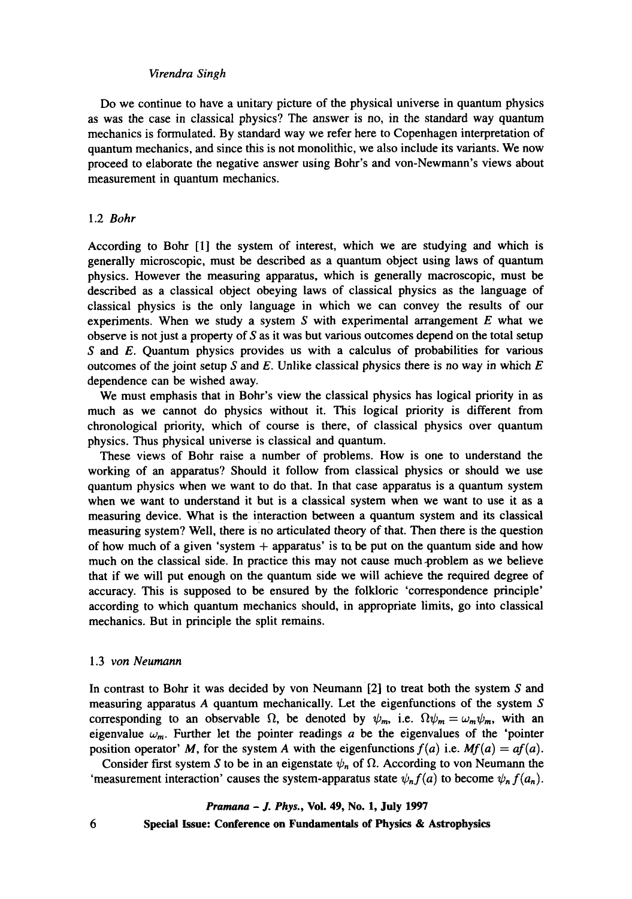Do we continue to have a unitary picture of the physical universe in quantum physics as was the case in classical physics? The answer is no, in the standard way quantum mechanics is formulated. By standard way we refer here to Copenhagen interpretation of quantum mechanics, and since this is not monolithic, we also include its variants. We now proceed to elaborate the negative answer using Bohr's and von-Newmann's views about measurement in quantum mechanics.

### 1.2 *Bohr*

According to Bohr [1] the system of interest, which we are studying and which is generally microscopic, must be described as a quantum object using laws of quantum physics. However the measuring apparatus, which is generally macroscopic, must be described as a classical object obeying laws of classical physics as the language of classical physics is the only language in which we can convey the results of our experiments. When we study a system $S$ with experimental arrangement $E$ what we observe is not just a property of $S$ as it was but various outcomes depend on the total setup $S$ and $E$. Quantum physics provides us with a calculus of probabilities for various outcomes of the joint setup $S$ and $E$. Unlike classical physics there is no way in which $E$ dependence can be wished away.

We must emphasis that in Bohr's view the classical physics has logical priority in as much as we cannot do physics without it. This logical priority is different from chronological priority, which of course is there, of classical physics over quantum physics. Thus physical universe is classical and quantum.

These views of Bohr raise a number of problems. How is one to understand the working of an apparatus? Should it follow from classical physics or should we use quantum physics when we want to do that. In that case apparatus is a quantum system when we want to understand it but is a classical system when we want to use it as a measuring device. What is the interaction between a quantum system and its classical measuring system? Well, there is no articulated theory of that. Then there is the question of how much of a given 'system + apparatus' is to be put on the quantum side and how much on the classical side. In practice this may not cause much problem as we believe that if we will put enough on the quantum side we will achieve the required degree of accuracy. This is supposed to be ensured by the folkloric 'correspondence principle' according to which quantum mechanics should, in appropriate limits, go into classical mechanics. But in principle the split remains.

### 1.3 *von Neumann*

In contrast to Bohr it was decided by von Neumann [2] to treat both the system $S$ and measuring apparatus $A$ quantum mechanically. Let the eigenfunctions of the system $S$ corresponding to an observable $\Omega$, be denoted by $\psi_m$, i.e. $\Omega\psi_m = \omega_m\psi_m$, with an eigenvalue $\omega_m$. Further let the pointer readings $a$ be the eigenvalues of the 'pointer position operator' $M$, for the system $A$ with the eigenfunctions $f(a)$ i.e. $Mf(a) = af(a)$.

Consider first system $S$ to be in an eigenstate $\psi_n$ of $\Omega$. According to von Neumann the 'measurement interaction' causes the system-apparatus state $\psi_n f(a)$ to become $\psi_n f(a_n)$.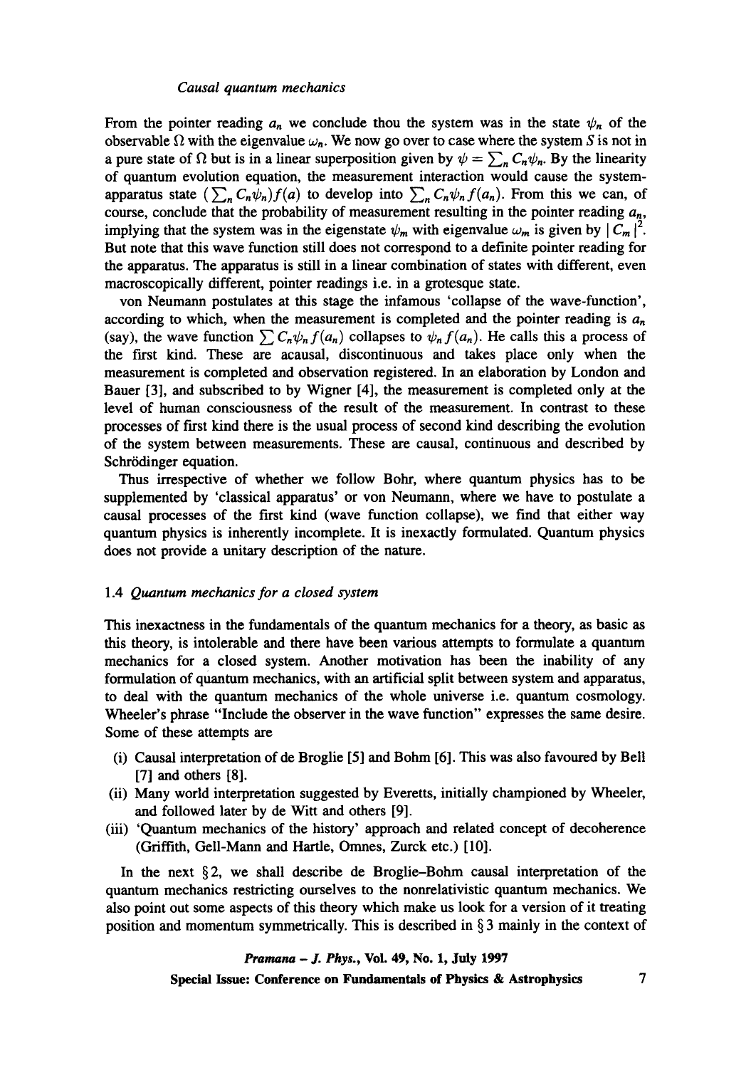From the pointer reading $a_n$ we conclude thou the system was in the state $\psi_n$ of the observable $\Omega$ with the eigenvalue $\omega_n$. We now go over to case where the system $S$ is not in a pure state of $\Omega$ but is in a linear superposition given by $\psi = \sum_n C_n \psi_n$. By the linearity of quantum evolution equation, the measurement interaction would cause the system-apparatus state $(\sum_n C_n \psi_n) f(a)$ to develop into $\sum_n C_n \psi_n f(a_n)$. From this we can, of course, conclude that the probability of measurement resulting in the pointer reading $a_n$, implying that the system was in the eigenstate $\psi_m$ with eigenvalue $\omega_m$ is given by $|C_m|^2$. But note that this wave function still does not correspond to a definite pointer reading for the apparatus. The apparatus is still in a linear combination of states with different, even macroscopically different, pointer readings i.e. in a grotesque state.

von Neumann postulates at this stage the infamous 'collapse of the wave-function', according to which, when the measurement is completed and the pointer reading is $a_n$ (say), the wave function $\sum C_n \psi_n f(a_n)$ collapses to $\psi_n f(a_n)$. He calls this a process of the first kind. These are acausal, discontinuous and takes place only when the measurement is completed and observation registered. In an elaboration by London and Bauer [3], and subscribed to by Wigner [4], the measurement is completed only at the level of human consciousness of the result of the measurement. In contrast to these processes of first kind there is the usual process of second kind describing the evolution of the system between measurements. These are causal, continuous and described by Schrödinger equation.

Thus irrespective of whether we follow Bohr, where quantum physics has to be supplemented by 'classical apparatus' or von Neumann, where we have to postulate a causal processes of the first kind (wave function collapse), we find that either way quantum physics is inherently incomplete. It is inexactly formulated. Quantum physics does not provide a unitary description of the nature.

### 1.4 *Quantum mechanics for a closed system*

This inexactness in the fundamentals of the quantum mechanics for a theory, as basic as this theory, is intolerable and there have been various attempts to formulate a quantum mechanics for a closed system. Another motivation has been the inability of any formulation of quantum mechanics, with an artificial split between system and apparatus, to deal with the quantum mechanics of the whole universe i.e. quantum cosmology. Wheeler's phrase "Include the observer in the wave function" expresses the same desire. Some of these attempts are

(i) Causal interpretation of de Broglie [5] and Bohm [6]. This was also favoured by Bell [7] and others [8].
(ii) Many world interpretation suggested by Everetts, initially championed by Wheeler, and followed later by de Witt and others [9].
(iii) 'Quantum mechanics of the history' approach and related concept of decoherence (Griffith, Gell-Mann and Hartle, Omnes, Zurck etc.) [10].

In the next § 2, we shall describe de Broglie–Bohm causal interpretation of the quantum mechanics restricting ourselves to the nonrelativistic quantum mechanics. We also point out some aspects of this theory which make us look for a version of it treating position and momentum symmetrically. This is described in § 3 mainly in the context of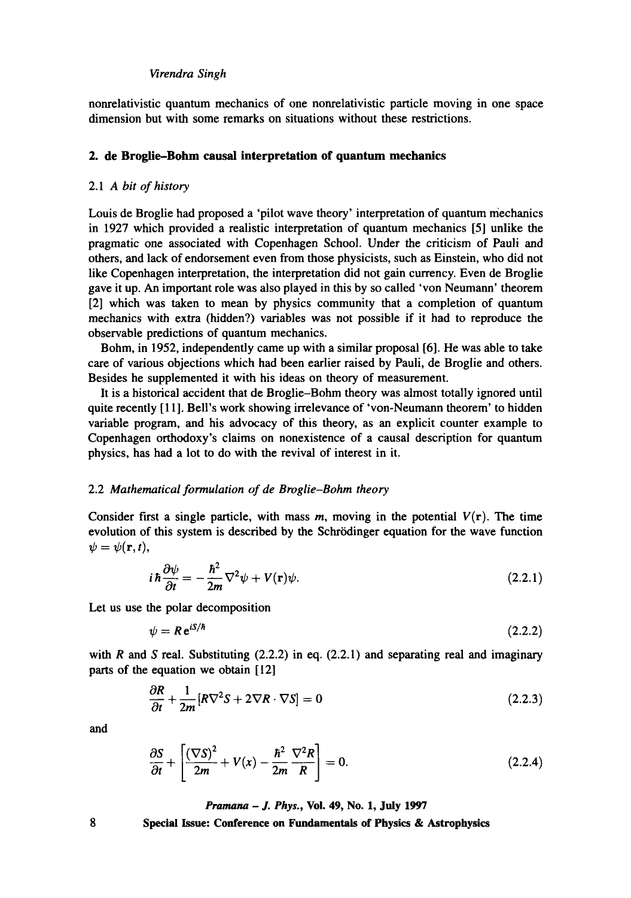nonrelativistic quantum mechanics of one nonrelativistic particle moving in one space dimension but with some remarks on situations without these restrictions.

## 2. de Broglie–Bohm causal interpretation of quantum mechanics

### 2.1 *A bit of history*

Louis de Broglie had proposed a 'pilot wave theory' interpretation of quantum mechanics in 1927 which provided a realistic interpretation of quantum mechanics [5] unlike the pragmatic one associated with Copenhagen School. Under the criticism of Pauli and others, and lack of endorsement even from those physicists, such as Einstein, who did not like Copenhagen interpretation, the interpretation did not gain currency. Even de Broglie gave it up. An important role was also played in this by so called 'von Neumann' theorem [2] which was taken to mean by physics community that a completion of quantum mechanics with extra (hidden?) variables was not possible if it had to reproduce the observable predictions of quantum mechanics.

Bohm, in 1952, independently came up with a similar proposal [6]. He was able to take care of various objections which had been earlier raised by Pauli, de Broglie and others. Besides he supplemented it with his ideas on theory of measurement.

It is a historical accident that de Broglie–Bohm theory was almost totally ignored until quite recently [11]. Bell's work showing irrelevance of 'von-Neumann theorem' to hidden variable program, and his advocacy of this theory, as an explicit counter example to Copenhagen orthodoxy's claims on nonexistence of a causal description for quantum physics, has had a lot to do with the revival of interest in it.

### 2.2 *Mathematical formulation of de Broglie–Bohm theory*

Consider first a single particle, with mass $m$, moving in the potential $V(\mathbf{r})$. The time evolution of this system is described by the Schrödinger equation for the wave function $\psi = \psi(\mathbf{r}, t)$,

$$i\hbar \frac{\partial \psi}{\partial t} = -\frac{\hbar^2}{2m}\nabla^2 \psi + V(\mathbf{r})\psi. \tag{2.2.1}$$

Let us use the polar decomposition

$$\psi = R\, \mathrm{e}^{iS/\hbar} \tag{2.2.2}$$

with $R$ and $S$ real. Substituting (2.2.2) in eq. (2.2.1) and separating real and imaginary parts of the equation we obtain [12]

$$\frac{\partial R}{\partial t} + \frac{1}{2m}[R\nabla^2 S + 2\nabla R \cdot \nabla S] = 0 \tag{2.2.3}$$

and

$$\frac{\partial S}{\partial t} + \left[\frac{(\nabla S)^2}{2m} + V(x) - \frac{\hbar^2}{2m}\frac{\nabla^2 R}{R}\right] = 0. \tag{2.2.4}$$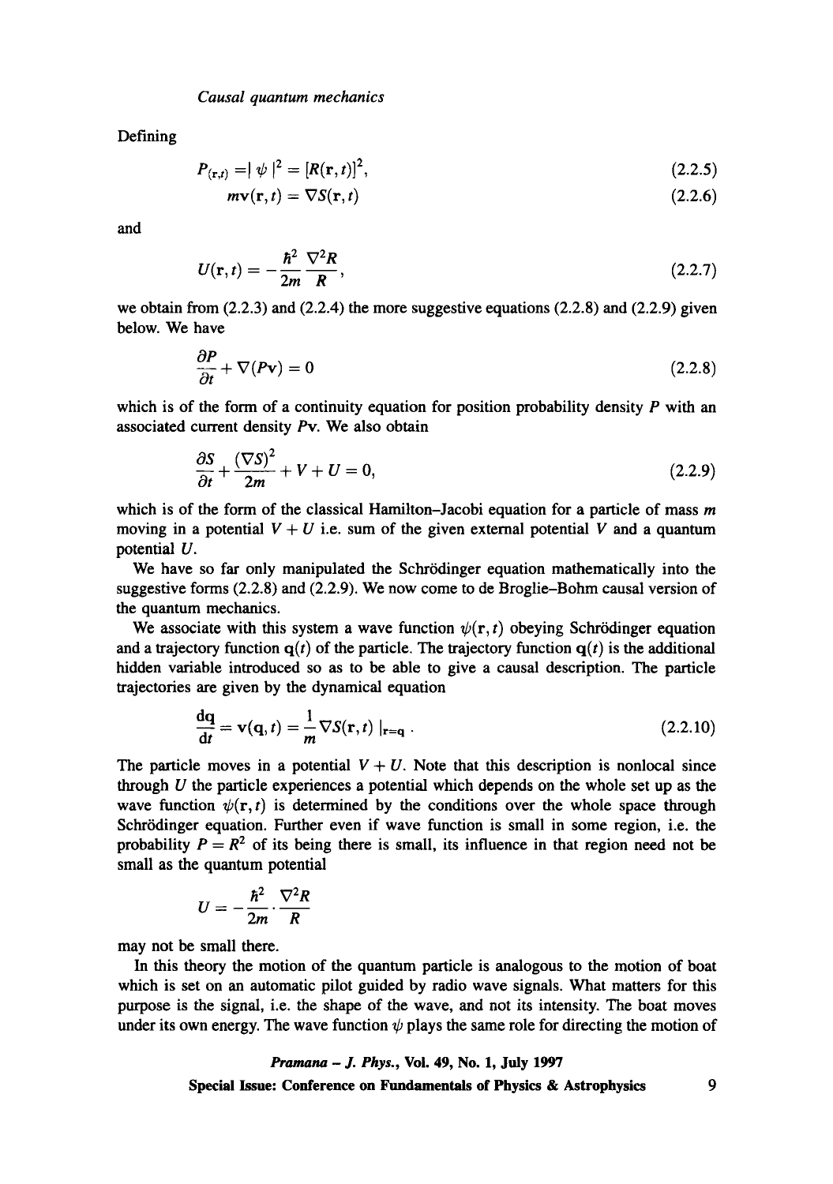Defining

$$P_{(\mathbf{r},t)} = |\psi|^2 = [R(\mathbf{r},t)]^2, \tag{2.2.5}$$

$$m\mathbf{v}(\mathbf{r},t) = \nabla S(\mathbf{r},t) \tag{2.2.6}$$

and

$$U(\mathbf{r},t) = -\frac{\hbar^2}{2m}\frac{\nabla^2 R}{R}, \tag{2.2.7}$$

we obtain from (2.2.3) and (2.2.4) the more suggestive equations (2.2.8) and (2.2.9) given below. We have

$$\frac{\partial P}{\partial t} + \nabla(P\mathbf{v}) = 0 \tag{2.2.8}$$

which is of the form of a continuity equation for position probability density $P$ with an associated current density $P\mathbf{v}$. We also obtain

$$\frac{\partial S}{\partial t} + \frac{(\nabla S)^2}{2m} + V + U = 0, \tag{2.2.9}$$

which is of the form of the classical Hamilton–Jacobi equation for a particle of mass $m$ moving in a potential $V + U$ i.e. sum of the given external potential $V$ and a quantum potential $U$.

We have so far only manipulated the Schrödinger equation mathematically into the suggestive forms (2.2.8) and (2.2.9). We now come to de Broglie–Bohm causal version of the quantum mechanics.

We associate with this system a wave function $\psi(\mathbf{r},t)$ obeying Schrödinger equation and a trajectory function $\mathbf{q}(t)$ of the particle. The trajectory function $\mathbf{q}(t)$ is the additional hidden variable introduced so as to be able to give a causal description. The particle trajectories are given by the dynamical equation

$$\frac{d\mathbf{q}}{dt} = \mathbf{v}(\mathbf{q},t) = \frac{1}{m}\nabla S(\mathbf{r},t)\,|_{\mathbf{r}=\mathbf{q}}\,. \tag{2.2.10}$$

The particle moves in a potential $V + U$. Note that this description is nonlocal since through $U$ the particle experiences a potential which depends on the whole set up as the wave function $\psi(\mathbf{r},t)$ is determined by the conditions over the whole space through Schrödinger equation. Further even if wave function is small in some region, i.e. the probability $P = R^2$ of its being there is small, its influence in that region need not be small as the quantum potential

$$U = -\frac{\hbar^2}{2m}\cdot\frac{\nabla^2 R}{R}$$

may not be small there.

In this theory the motion of the quantum particle is analogous to the motion of boat which is set on an automatic pilot guided by radio wave signals. What matters for this purpose is the signal, i.e. the shape of the wave, and not its intensity. The boat moves under its own energy. The wave function $\psi$ plays the same role for directing the motion of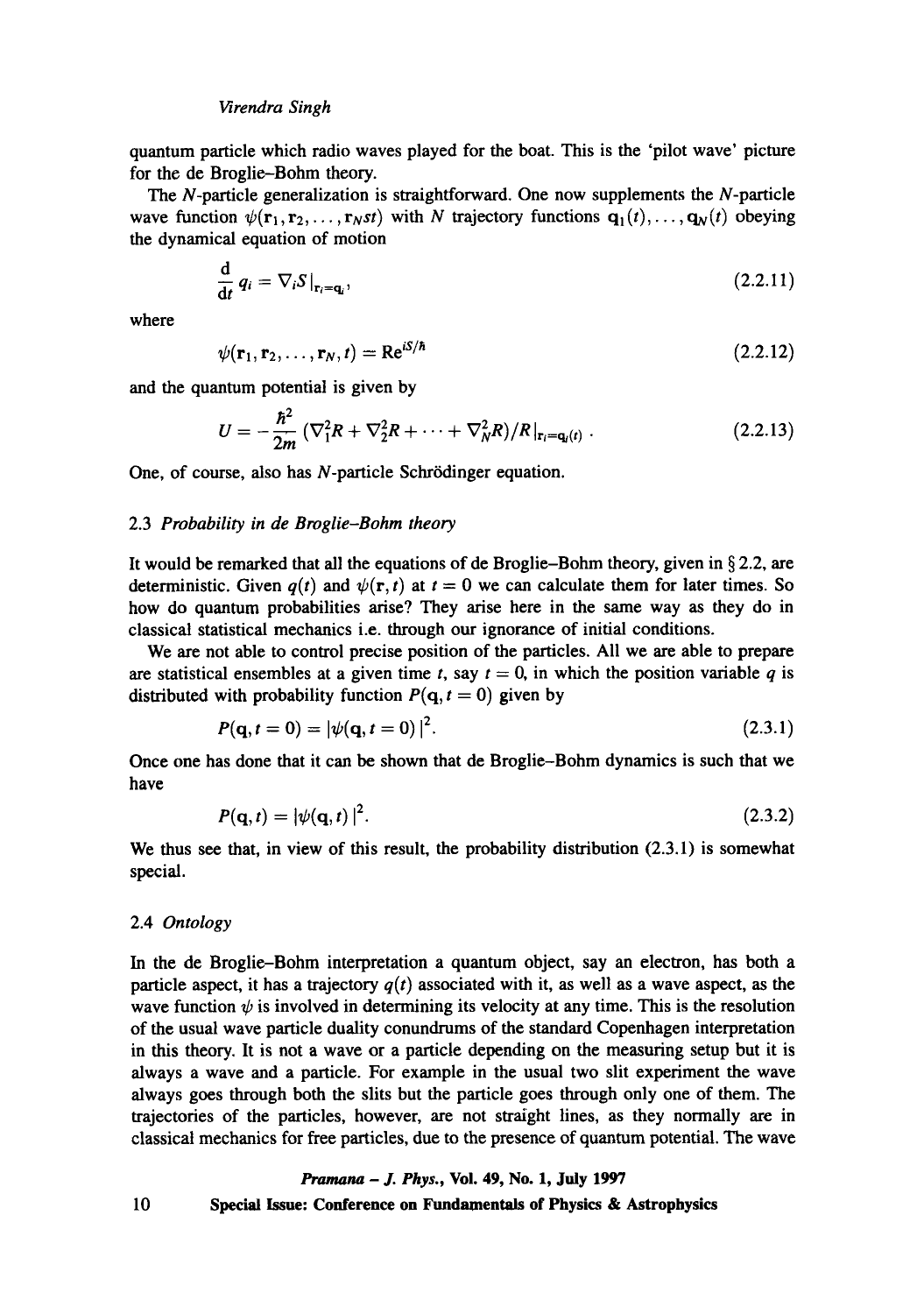quantum particle which radio waves played for the boat. This is the 'pilot wave' picture for the de Broglie–Bohm theory.

The $N$-particle generalization is straightforward. One now supplements the $N$-particle wave function $\psi(\mathbf{r}_1, \mathbf{r}_2, \ldots, \mathbf{r}_N st)$ with $N$ trajectory functions $\mathbf{q}_1(t), \ldots, \mathbf{q}_N(t)$ obeying the dynamical equation of motion

$$\frac{\mathrm{d}}{\mathrm{d}t} q_i = \nabla_i S|_{\mathbf{r}_i = \mathbf{q}_i}, \tag{2.2.11}$$

where

$$\psi(\mathbf{r}_1, \mathbf{r}_2, \ldots, \mathbf{r}_N, t) = \mathrm{R}e^{iS/\hbar} \tag{2.2.12}$$

and the quantum potential is given by

$$U = -\frac{\hbar^2}{2m}\left(\nabla_1^2 R + \nabla_2^2 R + \cdots + \nabla_N^2 R\right)/R|_{\mathbf{r}_i = \mathbf{q}_i(t)}. \tag{2.2.13}$$

One, of course, also has $N$-particle Schrödinger equation.

### 2.3 *Probability in de Broglie–Bohm theory*

It would be remarked that all the equations of de Broglie–Bohm theory, given in § 2.2, are deterministic. Given $q(t)$ and $\psi(\mathbf{r}, t)$ at $t = 0$ we can calculate them for later times. So how do quantum probabilities arise? They arise here in the same way as they do in classical statistical mechanics i.e. through our ignorance of initial conditions.

We are not able to control precise position of the particles. All we are able to prepare are statistical ensembles at a given time $t$, say $t = 0$, in which the position variable $q$ is distributed with probability function $P(\mathbf{q}, t = 0)$ given by

$$P(\mathbf{q}, t = 0) = |\psi(\mathbf{q}, t = 0)|^2. \tag{2.3.1}$$

Once one has done that it can be shown that de Broglie–Bohm dynamics is such that we have

$$P(\mathbf{q}, t) = |\psi(\mathbf{q}, t)|^2. \tag{2.3.2}$$

We thus see that, in view of this result, the probability distribution (2.3.1) is somewhat special.

### 2.4 *Ontology*

In the de Broglie–Bohm interpretation a quantum object, say an electron, has both a particle aspect, it has a trajectory $q(t)$ associated with it, as well as a wave aspect, as the wave function $\psi$ is involved in determining its velocity at any time. This is the resolution of the usual wave particle duality conundrums of the standard Copenhagen interpretation in this theory. It is not a wave or a particle depending on the measuring setup but it is always a wave and a particle. For example in the usual two slit experiment the wave always goes through both the slits but the particle goes through only one of them. The trajectories of the particles, however, are not straight lines, as they normally are in classical mechanics for free particles, due to the presence of quantum potential. The wave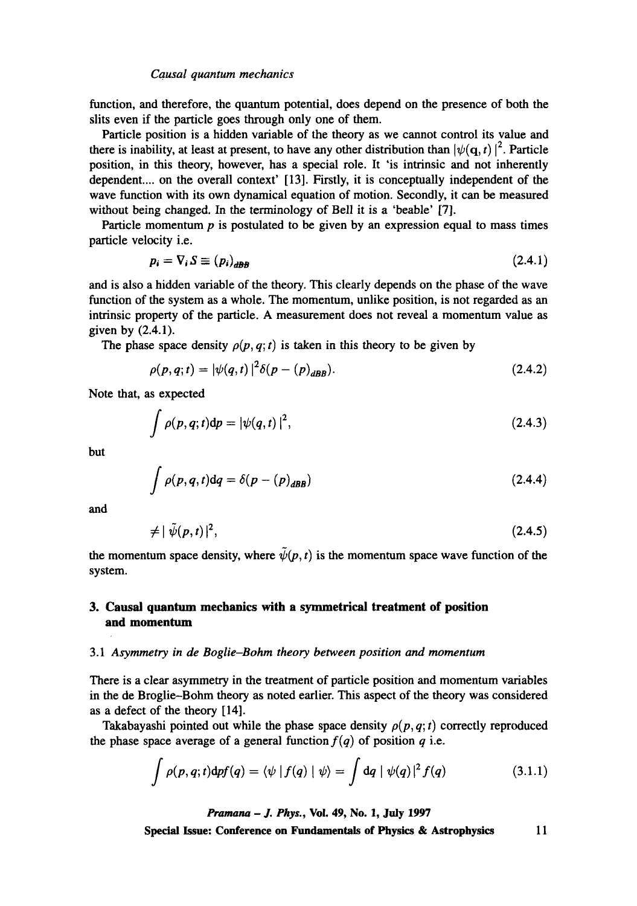function, and therefore, the quantum potential, does depend on the presence of both the slits even if the particle goes through only one of them.

Particle position is a hidden variable of the theory as we cannot control its value and there is inability, at least at present, to have any other distribution than $|\psi(\mathbf{q}, t)|^2$. Particle position, in this theory, however, has a special role. It 'is intrinsic and not inherently dependent.... on the overall context' [13]. Firstly, it is conceptually independent of the wave function with its own dynamical equation of motion. Secondly, it can be measured without being changed. In the terminology of Bell it is a 'beable' [7].

Particle momentum $p$ is postulated to be given by an expression equal to mass times particle velocity i.e.

$$p_i = \nabla_i S \equiv (p_i)_{dBB} \tag{2.4.1}$$

and is also a hidden variable of the theory. This clearly depends on the phase of the wave function of the system as a whole. The momentum, unlike position, is not regarded as an intrinsic property of the particle. A measurement does not reveal a momentum value as given by (2.4.1).

The phase space density $\rho(p, q; t)$ is taken in this theory to be given by

$$\rho(p, q; t) = |\psi(q, t)|^2 \delta(p - (p)_{dBB}). \tag{2.4.2}$$

Note that, as expected

$$\int \rho(p, q; t) \mathrm{d}p = |\psi(q, t)|^2, \tag{2.4.3}$$

but

$$\int \rho(p, q, t) \mathrm{d}q = \delta(p - (p)_{dBB}) \tag{2.4.4}$$

and

$$\neq |\tilde{\psi}(p, t)|^2, \tag{2.4.5}$$

the momentum space density, where $\tilde{\psi}(p, t)$ is the momentum space wave function of the system.

## 3. Causal quantum mechanics with a symmetrical treatment of position and momentum

### 3.1 *Asymmetry in de Boglie–Bohm theory between position and momentum*

There is a clear asymmetry in the treatment of particle position and momentum variables in the de Broglie–Bohm theory as noted earlier. This aspect of the theory was considered as a defect of the theory [14].

Takabayashi pointed out while the phase space density $\rho(p, q; t)$ correctly reproduced the phase space average of a general function $f(q)$ of position $q$ i.e.

$$\int \rho(p, q; t) \mathrm{d}p f(q) = \langle \psi | f(q) | \psi \rangle = \int \mathrm{d}q \, |\psi(q)|^2 f(q) \tag{3.1.1}$$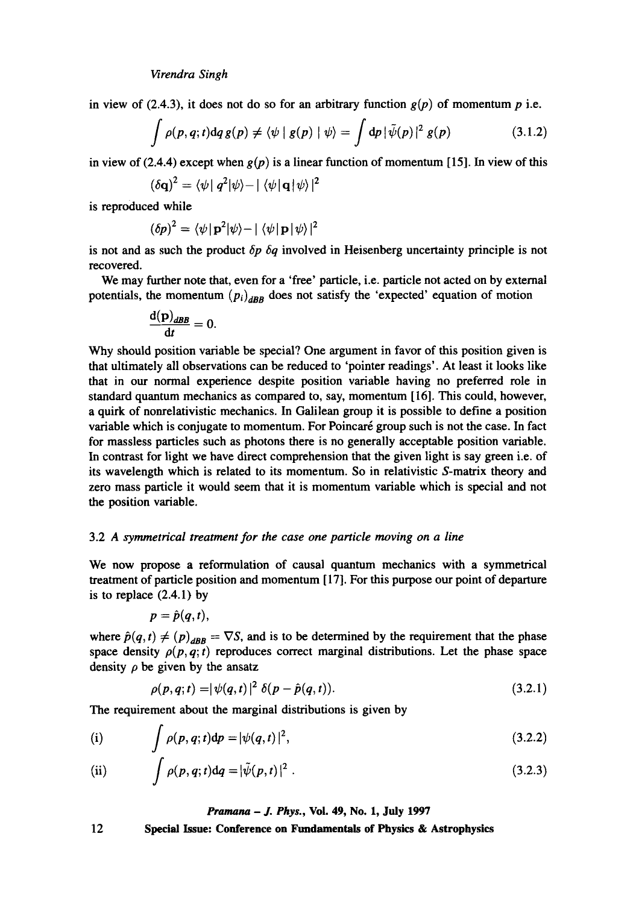in view of (2.4.3), it does not do so for an arbitrary function $g(p)$ of momentum $p$ i.e.

$$\int \rho(p, q; t) \mathrm{d}q \, g(p) \neq \langle \psi \mid g(p) \mid \psi \rangle = \int \mathrm{d}p \, |\tilde{\psi}(p)|^2 \, g(p) \tag{3.1.2}$$

in view of (2.4.4) except when $g(p)$ is a linear function of momentum [15]. In view of this

$$(\delta \mathbf{q})^2 = \langle \psi \mid q^2 | \psi \rangle - | \langle \psi | \mathbf{q} | \psi \rangle |^2$$

is reproduced while

$$(\delta p)^2 = \langle \psi | \mathbf{p}^2 | \psi \rangle - | \langle \psi | \mathbf{p} | \psi \rangle |^2$$

is not and as such the product $\delta p \, \delta q$ involved in Heisenberg uncertainty principle is not recovered.

We may further note that, even for a 'free' particle, i.e. particle not acted on by external potentials, the momentum $(p_i)_{dBB}$ does not satisfy the 'expected' equation of motion

$$\frac{\mathrm{d}(\mathbf{p})_{dBB}}{\mathrm{d}t} = 0.$$

Why should position variable be special? One argument in favor of this position given is that ultimately all observations can be reduced to 'pointer readings'. At least it looks like that in our normal experience despite position variable having no preferred role in standard quantum mechanics as compared to, say, momentum [16]. This could, however, a quirk of nonrelativistic mechanics. In Galilean group it is possible to define a position variable which is conjugate to momentum. For Poincaré group such is not the case. In fact for massless particles such as photons there is no generally acceptable position variable. In contrast for light we have direct comprehension that the given light is say green i.e. of its wavelength which is related to its momentum. So in relativistic $S$-matrix theory and zero mass particle it would seem that it is momentum variable which is special and not the position variable.

### 3.2 *A symmetrical treatment for the case one particle moving on a line*

We now propose a reformulation of causal quantum mechanics with a symmetrical treatment of particle position and momentum [17]. For this purpose our point of departure is to replace (2.4.1) by

$$p = \hat{p}(q, t),$$

where $\hat{p}(q, t) \neq (p)_{dBB} = \nabla S$, and is to be determined by the requirement that the phase space density $\rho(p, q; t)$ reproduces correct marginal distributions. Let the phase space density $\rho$ be given by the ansatz

$$\rho(p, q; t) = |\psi(q, t)|^2 \, \delta(p - \hat{p}(q, t)). \tag{3.2.1}$$

The requirement about the marginal distributions is given by

$$\text{(i)} \qquad \int \rho(p, q; t) \mathrm{d}p = |\psi(q, t)|^2, \tag{3.2.2}$$

$$\text{(ii)} \qquad \int \rho(p, q; t) \mathrm{d}q = |\tilde{\psi}(p, t)|^2 \, . \tag{3.2.3}$$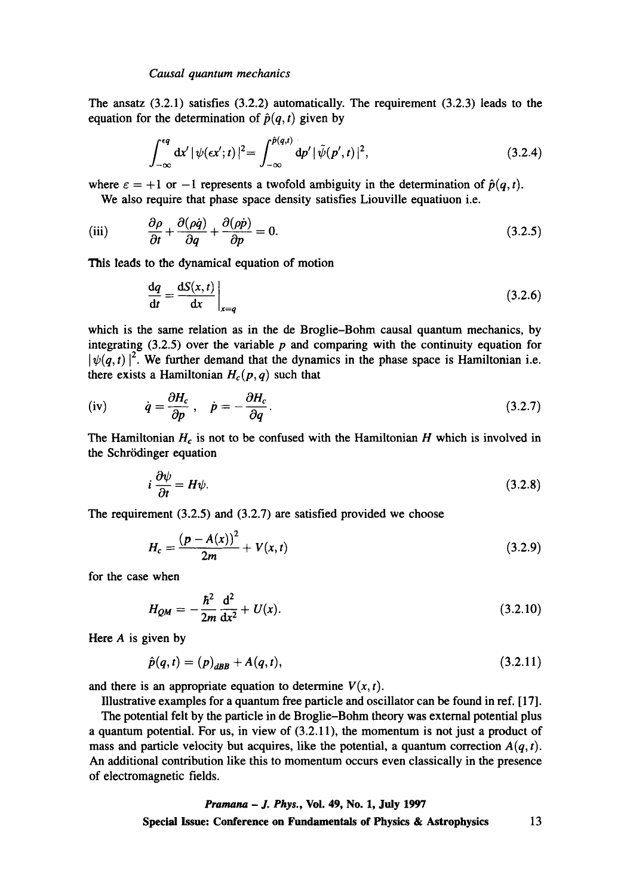The ansatz (3.2.1) satisfies (3.2.2) automatically. The requirement (3.2.3) leads to the equation for the determination of $\hat{p}(q,t)$ given by

$$\int_{-\infty}^{\epsilon q} \mathrm{d}x' \,|\psi(\epsilon x';t)|^2 = \int_{-\infty}^{\hat{p}(q,t)} \mathrm{d}p' \,|\tilde{\psi}(p',t)|^2, \tag{3.2.4}$$

where $\varepsilon = +1$ or $-1$ represents a twofold ambiguity in the determination of $\hat{p}(q,t)$.

We also require that phase space density satisfies Liouville equatiuon i.e.

$$\text{(iii)} \qquad \frac{\partial \rho}{\partial t} + \frac{\partial(\rho \dot{q})}{\partial q} + \frac{\partial(\rho \dot{p})}{\partial p} = 0. \tag{3.2.5}$$

This leads to the dynamical equation of motion

$$\frac{\mathrm{d}q}{\mathrm{d}t} = \left.\frac{\mathrm{d}S(x,t)}{\mathrm{d}x}\right|_{x=q} \tag{3.2.6}$$

which is the same relation as in the de Broglie–Bohm causal quantum mechanics, by integrating (3.2.5) over the variable $p$ and comparing with the continuity equation for $|\psi(q,t)|^2$. We further demand that the dynamics in the phase space is Hamiltonian i.e. there exists a Hamiltonian $H_c(p,q)$ such that

$$\text{(iv)} \qquad \dot{q} = \frac{\partial H_c}{\partial p}, \quad \dot{p} = -\frac{\partial H_c}{\partial q}. \tag{3.2.7}$$

The Hamiltonian $H_c$ is not to be confused with the Hamiltonian $H$ which is involved in the Schrödinger equation

$$i\frac{\partial \psi}{\partial t} = H\psi. \tag{3.2.8}$$

The requirement (3.2.5) and (3.2.7) are satisfied provided we choose

$$H_c = \frac{(p - A(x))^2}{2m} + V(x,t) \tag{3.2.9}$$

for the case when

$$H_{QM} = -\frac{\hbar^2}{2m}\frac{\mathrm{d}^2}{\mathrm{d}x^2} + U(x). \tag{3.2.10}$$

Here $A$ is given by

$$\hat{p}(q,t) = (p)_{dBB} + A(q,t), \tag{3.2.11}$$

and there is an appropriate equation to determine $V(x,t)$.

Illustrative examples for a quantum free particle and oscillator can be found in ref. [17].

The potential felt by the particle in de Broglie–Bohm theory was external potential plus a quantum potential. For us, in view of (3.2.11), the momentum is not just a product of mass and particle velocity but acquires, like the potential, a quantum correction $A(q,t)$. An additional contribution like this to momentum occurs even classically in the presence of electromagnetic fields.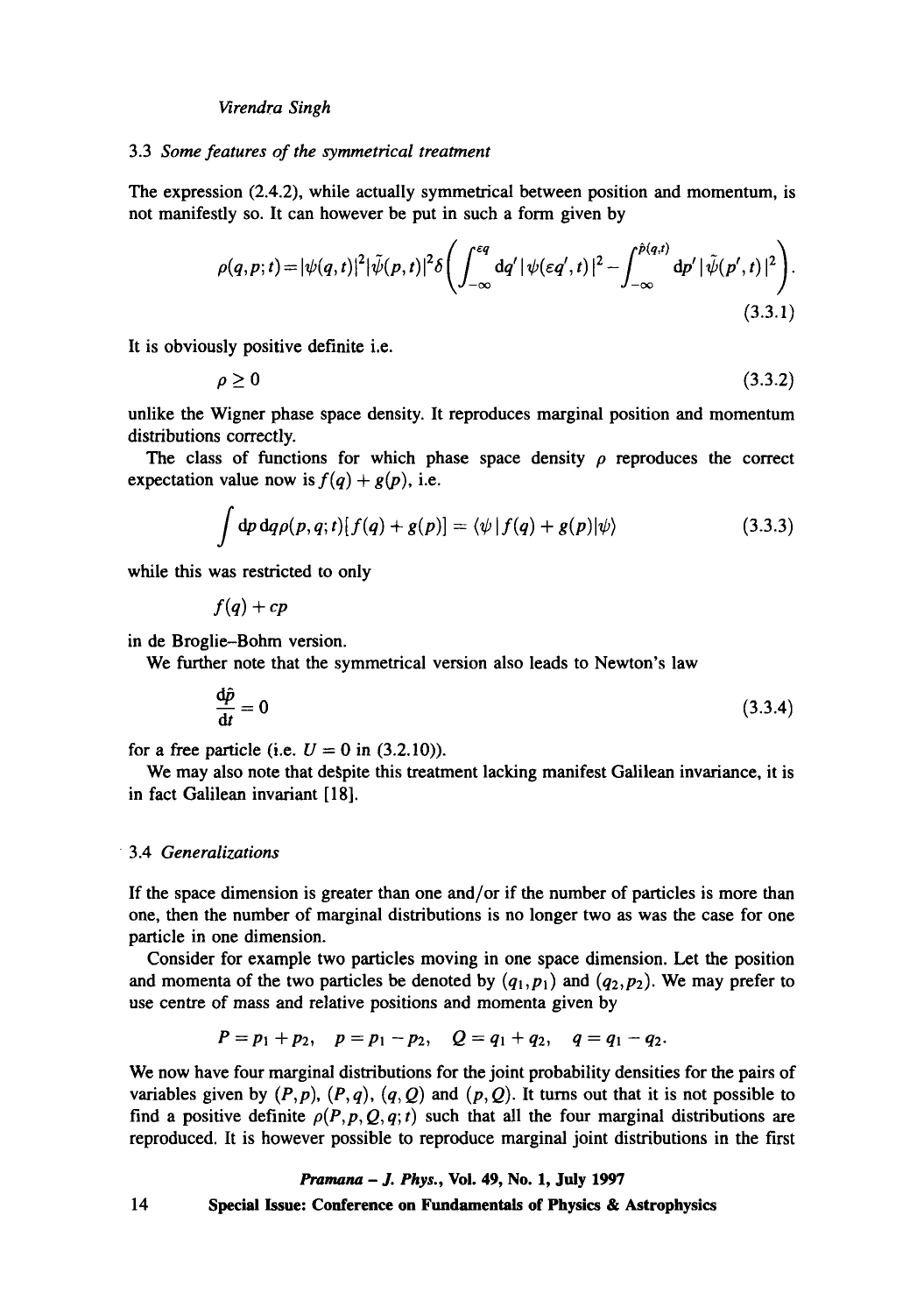### 3.3 *Some features of the symmetrical treatment*

The expression (2.4.2), while actually symmetrical between position and momentum, is not manifestly so. It can however be put in such a form given by

$$\rho(q,p;t) = |\psi(q,t)|^2 |\tilde{\psi}(p,t)|^2 \delta\left( \int_{-\infty}^{\varepsilon q} \mathrm{d}q' \, |\psi(\varepsilon q',t)|^2 - \int_{-\infty}^{\hat{p}(q,t)} \mathrm{d}p' \, |\tilde{\psi}(p',t)|^2 \right). \tag{3.3.1}$$

It is obviously positive definite i.e.

$$\rho \geq 0 \tag{3.3.2}$$

unlike the Wigner phase space density. It reproduces marginal position and momentum distributions correctly.

The class of functions for which phase space density $\rho$ reproduces the correct expectation value now is $f(q) + g(p)$, i.e.

$$\int \mathrm{d}p \, \mathrm{d}q \rho(p,q;t)[f(q) + g(p)] = \langle \psi | f(q) + g(p) | \psi \rangle \tag{3.3.3}$$

while this was restricted to only

$$f(q) + cp$$

in de Broglie–Bohm version.

We further note that the symmetrical version also leads to Newton's law

$$\frac{\mathrm{d}\hat{p}}{\mathrm{d}t} = 0 \tag{3.3.4}$$

for a free particle (i.e. $U = 0$ in (3.2.10)).

We may also note that despite this treatment lacking manifest Galilean invariance, it is in fact Galilean invariant [18].

### 3.4 *Generalizations*

If the space dimension is greater than one and/or if the number of particles is more than one, then the number of marginal distributions is no longer two as was the case for one particle in one dimension.

Consider for example two particles moving in one space dimension. Let the position and momenta of the two particles be denoted by $(q_1, p_1)$ and $(q_2, p_2)$. We may prefer to use centre of mass and relative positions and momenta given by

$$P = p_1 + p_2, \quad p = p_1 - p_2, \quad Q = q_1 + q_2, \quad q = q_1 - q_2.$$

We now have four marginal distributions for the joint probability densities for the pairs of variables given by $(P,p)$, $(P,q)$, $(q,Q)$ and $(p,Q)$. It turns out that it is not possible to find a positive definite $\rho(P,p,Q,q;t)$ such that all the four marginal distributions are reproduced. It is however possible to reproduce marginal joint distributions in the first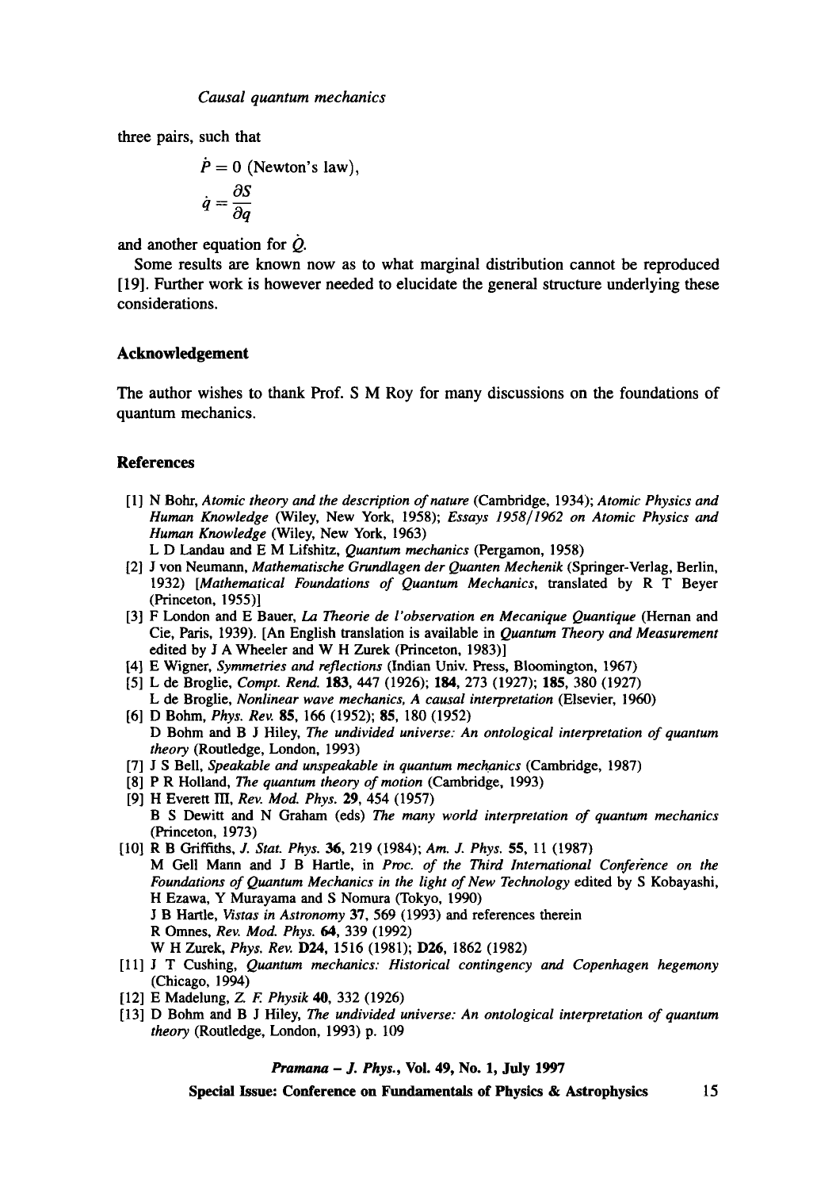three pairs, such that

$$\dot{P} = 0 \text{ (Newton's law)},$$

$$\dot{q} = \frac{\partial S}{\partial q}$$

and another equation for $\dot{Q}$.

Some results are known now as to what marginal distribution cannot be reproduced [19]. Further work is however needed to elucidate the general structure underlying these considerations.

## Acknowledgement

The author wishes to thank Prof. S M Roy for many discussions on the foundations of quantum mechanics.

## References

[1] N Bohr, *Atomic theory and the description of nature* (Cambridge, 1934); *Atomic Physics and Human Knowledge* (Wiley, New York, 1958); *Essays 1958/1962 on Atomic Physics and Human Knowledge* (Wiley, New York, 1963)
L D Landau and E M Lifshitz, *Quantum mechanics* (Pergamon, 1958)

[2] J von Neumann, *Mathematische Grundlagen der Quanten Mechenik* (Springer-Verlag, Berlin, 1932) [*Mathematical Foundations of Quantum Mechanics*, translated by R T Beyer (Princeton, 1955)]

[3] F London and E Bauer, *La Theorie de l'observation en Mecanique Quantique* (Hernan and Cie, Paris, 1939). [An English translation is available in *Quantum Theory and Measurement* edited by J A Wheeler and W H Zurek (Princeton, 1983)]

[4] E Wigner, *Symmetries and reflections* (Indian Univ. Press, Bloomington, 1967)

[5] L de Broglie, *Compt. Rend.* **183**, 447 (1926); **184**, 273 (1927); **185**, 380 (1927)
L de Broglie, *Nonlinear wave mechanics, A causal interpretation* (Elsevier, 1960)

[6] D Bohm, *Phys. Rev.* **85**, 166 (1952); **85**, 180 (1952)
D Bohm and B J Hiley, *The undivided universe: An ontological interpretation of quantum theory* (Routledge, London, 1993)

[7] J S Bell, *Speakable and unspeakable in quantum mechanics* (Cambridge, 1987)

[8] P R Holland, *The quantum theory of motion* (Cambridge, 1993)

[9] H Everett III, *Rev. Mod. Phys.* **29**, 454 (1957)
B S Dewitt and N Graham (eds) *The many world interpretation of quantum mechanics* (Princeton, 1973)

[10] R B Griffiths, *J. Stat. Phys.* **36**, 219 (1984); *Am. J. Phys.* **55**, 11 (1987)
M Gell Mann and J B Hartle, in *Proc. of the Third International Conference on the Foundations of Quantum Mechanics in the light of New Technology* edited by S Kobayashi, H Ezawa, Y Murayama and S Nomura (Tokyo, 1990)
J B Hartle, *Vistas in Astronomy* **37**, 569 (1993) and references therein
R Omnes, *Rev. Mod. Phys.* **64**, 339 (1992)
W H Zurek, *Phys. Rev.* **D24**, 1516 (1981); **D26**, 1862 (1982)

[11] J T Cushing, *Quantum mechanics: Historical contingency and Copenhagen hegemony* (Chicago, 1994)

[12] E Madelung, *Z. F. Physik* **40**, 332 (1926)

[13] D Bohm and B J Hiley, *The undivided universe: An ontological interpretation of quantum theory* (Routledge, London, 1993) p. 109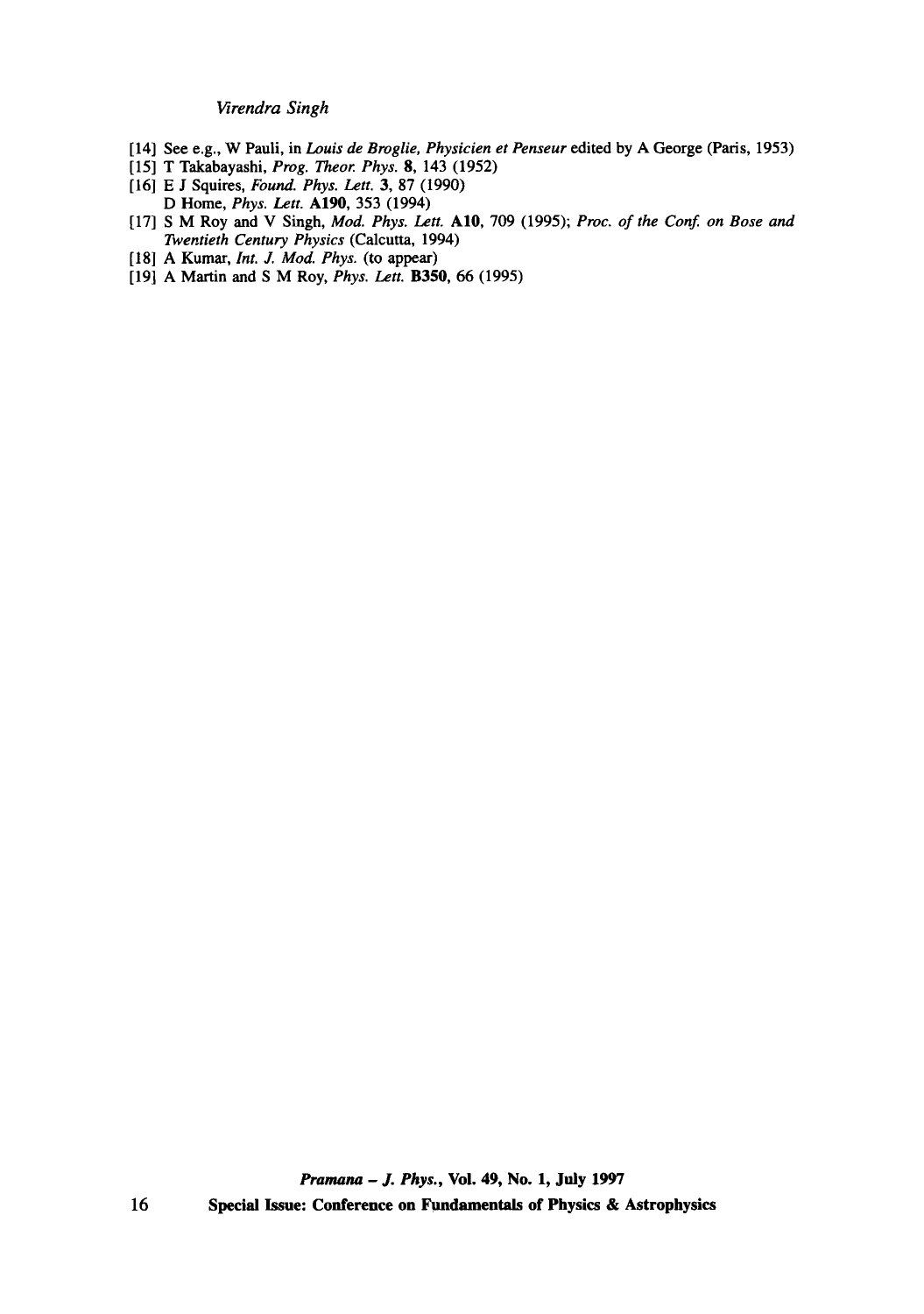[14] See e.g., W Pauli, in *Louis de Broglie, Physicien et Penseur* edited by A George (Paris, 1953)
[15] T Takabayashi, *Prog. Theor. Phys.* **8**, 143 (1952)
[16] E J Squires, *Found. Phys. Lett.* **3**, 87 (1990)
D Home, *Phys. Lett.* **A190**, 353 (1994)
[17] S M Roy and V Singh, *Mod. Phys. Lett.* **A10**, 709 (1995); *Proc. of the Conf. on Bose and Twentieth Century Physics* (Calcutta, 1994)
[18] A Kumar, *Int. J. Mod. Phys.* (to appear)
[19] A Martin and S M Roy, *Phys. Lett.* **B350**, 66 (1995)